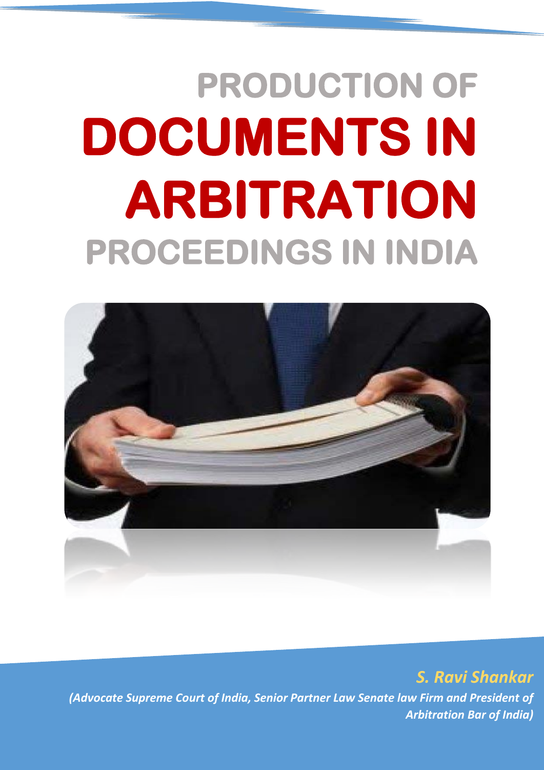# PRODUCTION OF DOCUMENTS IN ARBITRATION PROCEEDINGS IN INDIA

***S. Ravi Shankar***

***(Advocate Supreme Court of India, Senior Partner Law Senate law Firm and President of Arbitration Bar of India)***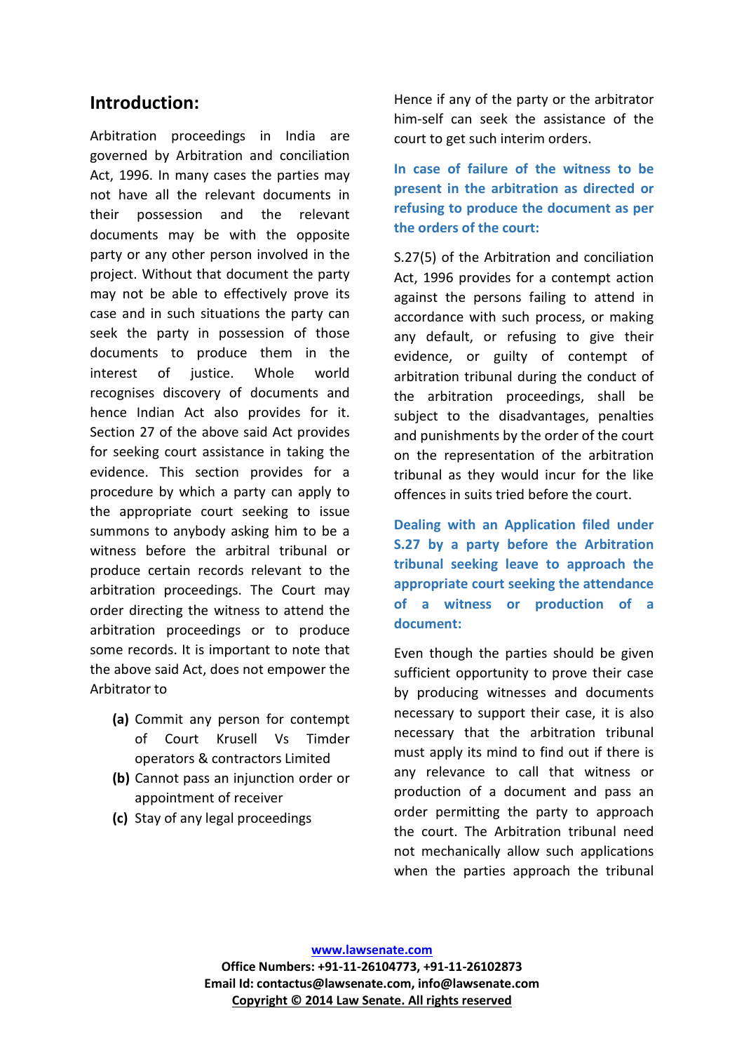## Introduction:

Arbitration proceedings in India are governed by Arbitration and conciliation Act, 1996. In many cases the parties may not have all the relevant documents in their possession and the relevant documents may be with the opposite party or any other person involved in the project. Without that document the party may not be able to effectively prove its case and in such situations the party can seek the party in possession of those documents to produce them in the interest of justice. Whole world recognises discovery of documents and hence Indian Act also provides for it. Section 27 of the above said Act provides for seeking court assistance in taking the evidence. This section provides for a procedure by which a party can apply to the appropriate court seeking to issue summons to anybody asking him to be a witness before the arbitral tribunal or produce certain records relevant to the arbitration proceedings. The Court may order directing the witness to attend the arbitration proceedings or to produce some records. It is important to note that the above said Act, does not empower the Arbitrator to

- **(a)** Commit any person for contempt of Court Krusell Vs Timder operators & contractors Limited
- **(b)** Cannot pass an injunction order or appointment of receiver
- **(c)** Stay of any legal proceedings

Hence if any of the party or the arbitrator him-self can seek the assistance of the court to get such interim orders.

### In case of failure of the witness to be present in the arbitration as directed or refusing to produce the document as per the orders of the court:

S.27(5) of the Arbitration and conciliation Act, 1996 provides for a contempt action against the persons failing to attend in accordance with such process, or making any default, or refusing to give their evidence, or guilty of contempt of arbitration tribunal during the conduct of the arbitration proceedings, shall be subject to the disadvantages, penalties and punishments by the order of the court on the representation of the arbitration tribunal as they would incur for the like offences in suits tried before the court.

### Dealing with an Application filed under S.27 by a party before the Arbitration tribunal seeking leave to approach the appropriate court seeking the attendance of a witness or production of a document:

Even though the parties should be given sufficient opportunity to prove their case by producing witnesses and documents necessary to support their case, it is also necessary that the arbitration tribunal must apply its mind to find out if there is any relevance to call that witness or production of a document and pass an order permitting the party to approach the court. The Arbitration tribunal need not mechanically allow such applications when the parties approach the tribunal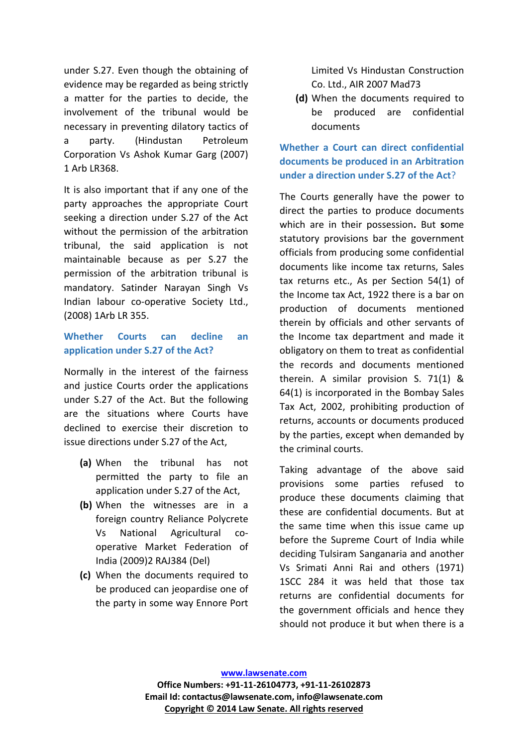under S.27. Even though the obtaining of evidence may be regarded as being strictly a matter for the parties to decide, the involvement of the tribunal would be necessary in preventing dilatory tactics of a party. (Hindustan Petroleum Corporation Vs Ashok Kumar Garg (2007) 1 Arb LR368.

It is also important that if any one of the party approaches the appropriate Court seeking a direction under S.27 of the Act without the permission of the arbitration tribunal, the said application is not maintainable because as per S.27 the permission of the arbitration tribunal is mandatory. Satinder Narayan Singh Vs Indian labour co-operative Society Ltd., (2008) 1Arb LR 355.

### Whether Courts can decline an application under S.27 of the Act?

Normally in the interest of the fairness and justice Courts order the applications under S.27 of the Act. But the following are the situations where Courts have declined to exercise their discretion to issue directions under S.27 of the Act,

- **(a)** When the tribunal has not permitted the party to file an application under S.27 of the Act,
- **(b)** When the witnesses are in a foreign country Reliance Polycrete Vs National Agricultural co-operative Market Federation of India (2009)2 RAJ384 (Del)
- **(c)** When the documents required to be produced can jeopardise one of the party in some way Ennore Port Limited Vs Hindustan Construction Co. Ltd., AIR 2007 Mad73
- **(d)** When the documents required to be produced are confidential documents

### Whether a Court can direct confidential documents be produced in an Arbitration under a direction under S.27 of the Act?

The Courts generally have the power to direct the parties to produce documents which are in their possession**.** But **s**ome statutory provisions bar the government officials from producing some confidential documents like income tax returns, Sales tax returns etc., As per Section 54(1) of the Income tax Act, 1922 there is a bar on production of documents mentioned therein by officials and other servants of the Income tax department and made it obligatory on them to treat as confidential the records and documents mentioned therein. A similar provision S. 71(1) & 64(1) is incorporated in the Bombay Sales Tax Act, 2002, prohibiting production of returns, accounts or documents produced by the parties, except when demanded by the criminal courts.

Taking advantage of the above said provisions some parties refused to produce these documents claiming that these are confidential documents. But at the same time when this issue came up before the Supreme Court of India while deciding Tulsiram Sanganaria and another Vs Srimati Anni Rai and others (1971) 1SCC 284 it was held that those tax returns are confidential documents for the government officials and hence they should not produce it but when there is a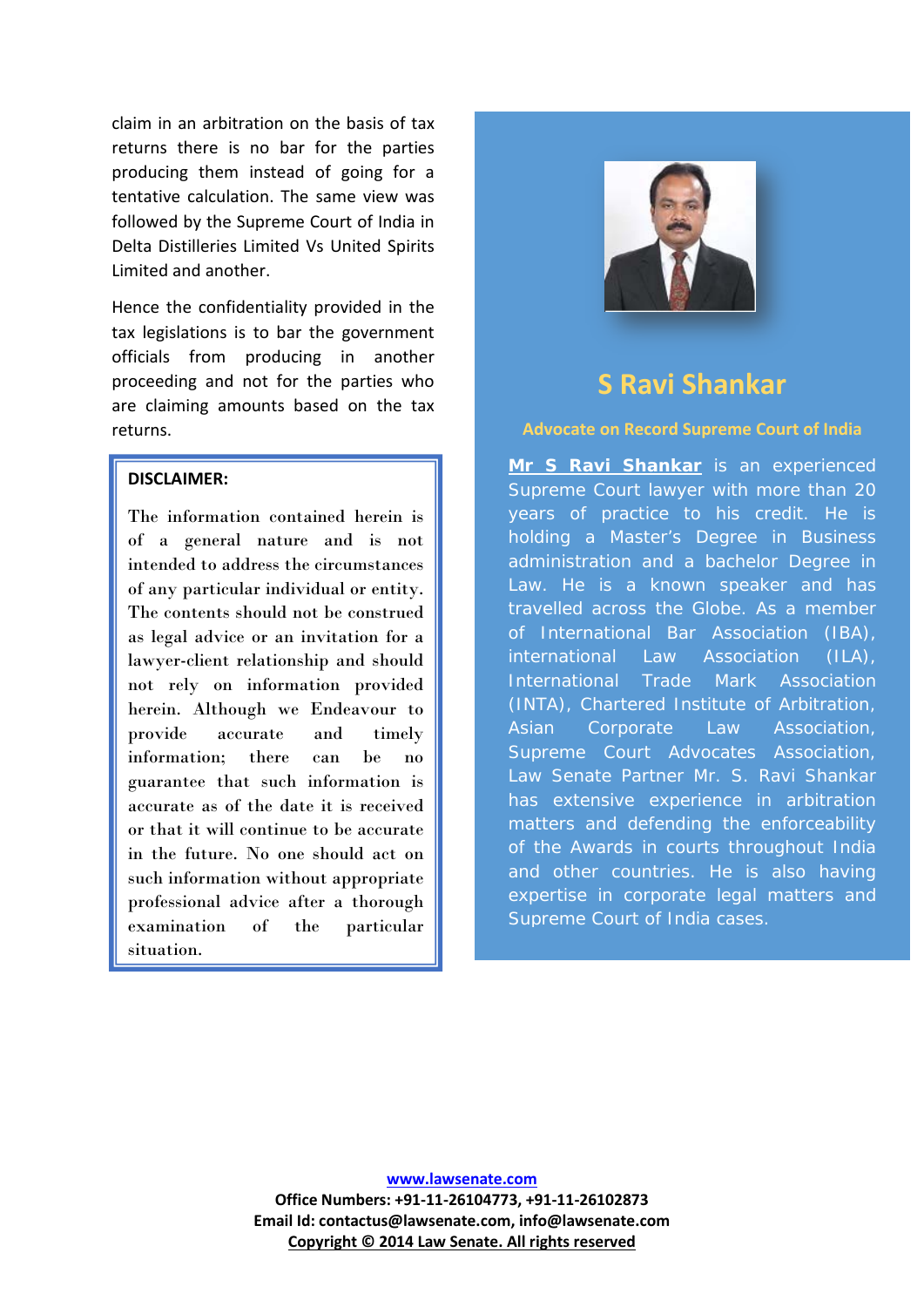claim in an arbitration on the basis of tax returns there is no bar for the parties producing them instead of going for a tentative calculation. The same view was followed by the Supreme Court of India in Delta Distilleries Limited Vs United Spirits Limited and another.

Hence the confidentiality provided in the tax legislations is to bar the government officials from producing in another proceeding and not for the parties who are claiming amounts based on the tax returns.

**DISCLAIMER:**

The information contained herein is of a general nature and is not intended to address the circumstances of any particular individual or entity. The contents should not be construed as legal advice or an invitation for a lawyer-client relationship and should not rely on information provided herein. Although we Endeavour to provide accurate and timely information; there can be no guarantee that such information is accurate as of the date it is received or that it will continue to be accurate in the future. No one should act on such information without appropriate professional advice after a thorough examination of the particular situation.

## S Ravi Shankar

**Advocate on Record Supreme Court of India**

**Mr S Ravi Shankar** is an experienced Supreme Court lawyer with more than 20 years of practice to his credit. He is holding a Master's Degree in Business administration and a bachelor Degree in Law. He is a known speaker and has travelled across the Globe. As a member of International Bar Association (IBA), international Law Association (ILA), International Trade Mark Association (INTA), Chartered Institute of Arbitration, Asian Corporate Law Association, Supreme Court Advocates Association, Law Senate Partner Mr. S. Ravi Shankar has extensive experience in arbitration matters and defending the enforceability of the Awards in courts throughout India and other countries. He is also having expertise in corporate legal matters and Supreme Court of India cases.

www.lawsenate.com
**Office Numbers: +91-11-26104773, +91-11-26102873**
**Email Id: contactus@lawsenate.com, info@lawsenate.com**
**Copyright © 2014 Law Senate. All rights reserved**